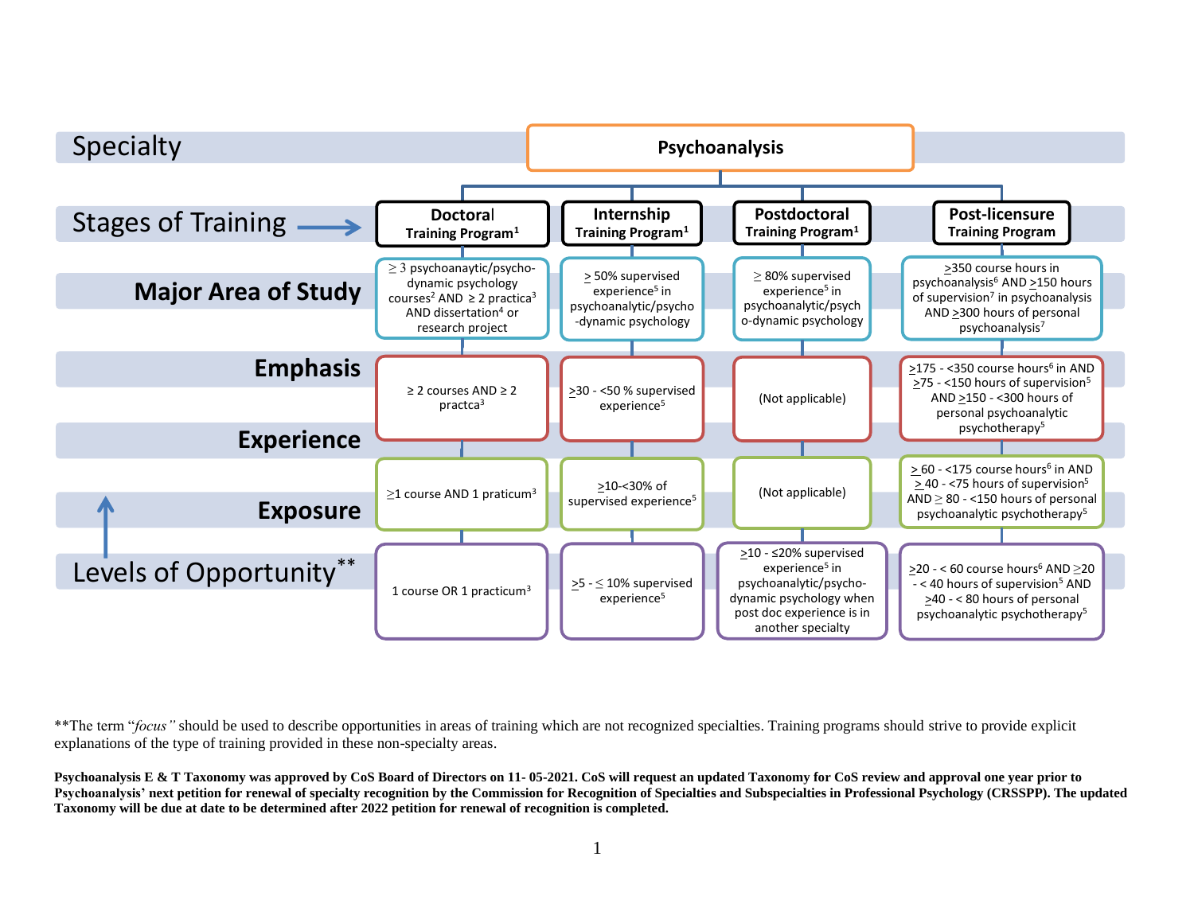| Specialty | Psychoanalysis | | | |
|---|---|---|---|---|
| **Stages of Training** | **Doctoral Training Program**[1] | **Internship Training Program**[1] | **Postdoctoral Training Program**[1] | **Post-licensure Training Program** |
| **Major Area of Study** | ≥ 3 psychoanaytic/psycho-dynamic psychology courses[2] AND ≥ 2 practica[3] AND dissertation[4] or research project | > 50% supervised experience[5] in psychoanalytic/psycho-dynamic psychology | ≥ 80% supervised experience[5] in psychoanalytic/psycho-dynamic psychology | >350 course hours in psychoanalysis[6] AND >150 hours of supervision[7] in psychoanalysis AND >300 hours of personal psychoanalysis[7] |
| **Emphasis** / **Experience** | ≥ 2 courses AND ≥ 2 practca[3] | >30 - <50 % supervised experience[5] | (Not applicable) | >175 - <350 course hours[6] in AND >75 - <150 hours of supervision[5] AND >150 - <300 hours of personal psychoanalytic psychotherapy[5] |
| **Exposure** | ≥1 course AND 1 praticum[3] | >10-<30% of supervised experience[5] | (Not applicable) | > 60 - <175 course hours[6] in AND > 40 - <75 hours of supervision[5] AND ≥ 80 - <150 hours of personal psychoanalytic psychotherapy[5] |
| **Levels of Opportunity**** | 1 course OR 1 practicum[3] | >5 - < 10% supervised experience[5] | >10 - ≤20% supervised experience[5] in psychoanalytic/psycho-dynamic psychology when post doc experience is in another specialty | >20 - < 60 course hours[6] AND >20 - < 40 hours of supervision[5] AND >40 - < 80 hours of personal psychoanalytic psychotherapy[5] |

**The term "*focus"* should be used to describe opportunities in areas of training which are not recognized specialties. Training programs should strive to provide explicit explanations of the type of training provided in these non-specialty areas.

**Psychoanalysis E & T Taxonomy was approved by CoS Board of Directors on 11- 05-2021. CoS will request an updated Taxonomy for CoS review and approval one year prior to Psychoanalysis' next petition for renewal of specialty recognition by the Commission for Recognition of Specialties and Subspecialties in Professional Psychology (CRSSPP). The updated Taxonomy will be due at date to be determined after 2022 petition for renewal of recognition is completed.**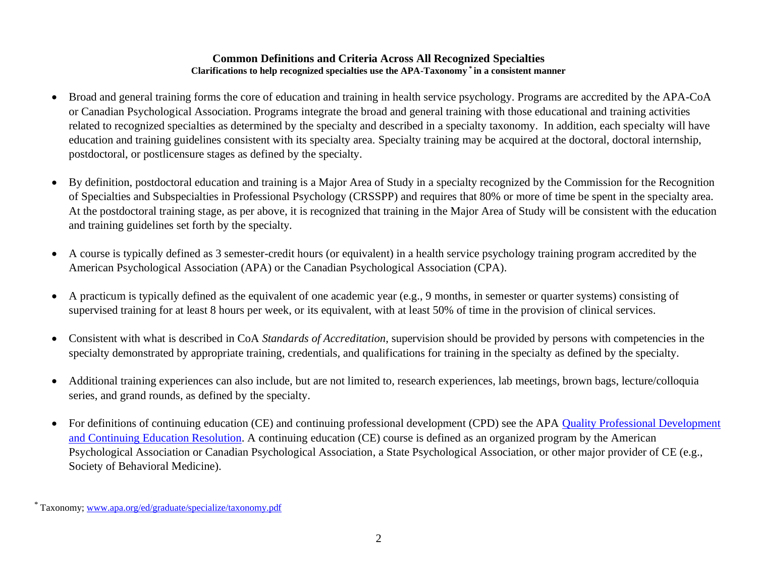### Common Definitions and Criteria Across All Recognized Specialties

**Clarifications to help recognized specialties use the APA-Taxonomy* in a consistent manner**

- Broad and general training forms the core of education and training in health service psychology. Programs are accredited by the APA-CoA or Canadian Psychological Association. Programs integrate the broad and general training with those educational and training activities related to recognized specialties as determined by the specialty and described in a specialty taxonomy. In addition, each specialty will have education and training guidelines consistent with its specialty area. Specialty training may be acquired at the doctoral, doctoral internship, postdoctoral, or postlicensure stages as defined by the specialty.

- By definition, postdoctoral education and training is a Major Area of Study in a specialty recognized by the Commission for the Recognition of Specialties and Subspecialties in Professional Psychology (CRSSPP) and requires that 80% or more of time be spent in the specialty area. At the postdoctoral training stage, as per above, it is recognized that training in the Major Area of Study will be consistent with the education and training guidelines set forth by the specialty.

- A course is typically defined as 3 semester-credit hours (or equivalent) in a health service psychology training program accredited by the American Psychological Association (APA) or the Canadian Psychological Association (CPA).

- A practicum is typically defined as the equivalent of one academic year (e.g., 9 months, in semester or quarter systems) consisting of supervised training for at least 8 hours per week, or its equivalent, with at least 50% of time in the provision of clinical services.

- Consistent with what is described in CoA *Standards of Accreditation*, supervision should be provided by persons with competencies in the specialty demonstrated by appropriate training, credentials, and qualifications for training in the specialty as defined by the specialty.

- Additional training experiences can also include, but are not limited to, research experiences, lab meetings, brown bags, lecture/colloquia series, and grand rounds, as defined by the specialty.

- For definitions of continuing education (CE) and continuing professional development (CPD) see the APA [Quality Professional Development and Continuing Education Resolution](). A continuing education (CE) course is defined as an organized program by the American Psychological Association or Canadian Psychological Association, a State Psychological Association, or other major provider of CE (e.g., Society of Behavioral Medicine).

* Taxonomy; [www.apa.org/ed/graduate/specialize/taxonomy.pdf](www.apa.org/ed/graduate/specialize/taxonomy.pdf)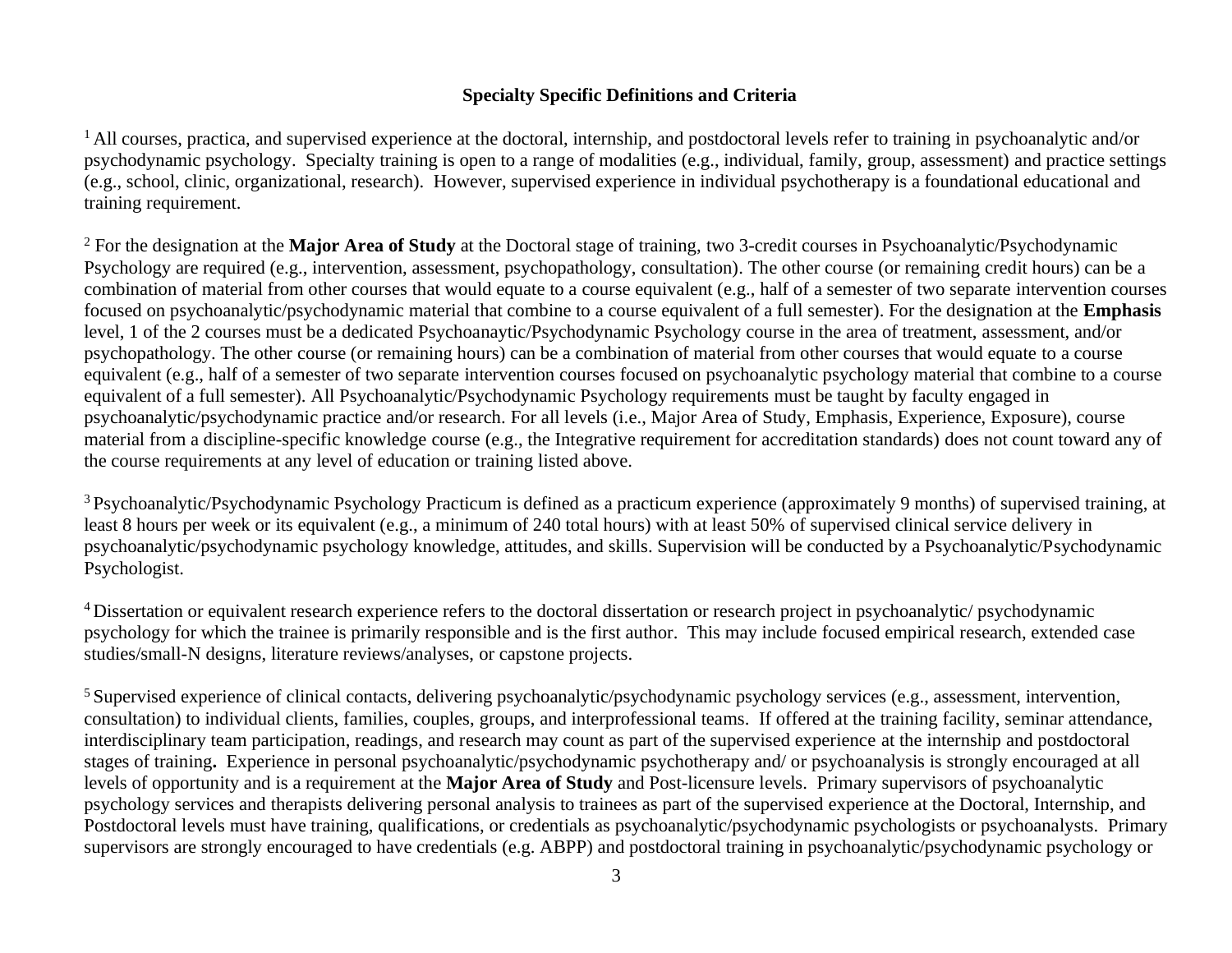### Specialty Specific Definitions and Criteria

[1] All courses, practica, and supervised experience at the doctoral, internship, and postdoctoral levels refer to training in psychoanalytic and/or psychodynamic psychology. Specialty training is open to a range of modalities (e.g., individual, family, group, assessment) and practice settings (e.g., school, clinic, organizational, research). However, supervised experience in individual psychotherapy is a foundational educational and training requirement.

[2] For the designation at the **Major Area of Study** at the Doctoral stage of training, two 3-credit courses in Psychoanalytic/Psychodynamic Psychology are required (e.g., intervention, assessment, psychopathology, consultation). The other course (or remaining credit hours) can be a combination of material from other courses that would equate to a course equivalent (e.g., half of a semester of two separate intervention courses focused on psychoanalytic/psychodynamic material that combine to a course equivalent of a full semester). For the designation at the **Emphasis** level, 1 of the 2 courses must be a dedicated Psychoanaytic/Psychodynamic Psychology course in the area of treatment, assessment, and/or psychopathology. The other course (or remaining hours) can be a combination of material from other courses that would equate to a course equivalent (e.g., half of a semester of two separate intervention courses focused on psychoanalytic psychology material that combine to a course equivalent of a full semester). All Psychoanalytic/Psychodynamic Psychology requirements must be taught by faculty engaged in psychoanalytic/psychodynamic practice and/or research. For all levels (i.e., Major Area of Study, Emphasis, Experience, Exposure), course material from a discipline-specific knowledge course (e.g., the Integrative requirement for accreditation standards) does not count toward any of the course requirements at any level of education or training listed above.

[3] Psychoanalytic/Psychodynamic Psychology Practicum is defined as a practicum experience (approximately 9 months) of supervised training, at least 8 hours per week or its equivalent (e.g., a minimum of 240 total hours) with at least 50% of supervised clinical service delivery in psychoanalytic/psychodynamic psychology knowledge, attitudes, and skills. Supervision will be conducted by a Psychoanalytic/Psychodynamic Psychologist.

[4] Dissertation or equivalent research experience refers to the doctoral dissertation or research project in psychoanalytic/ psychodynamic psychology for which the trainee is primarily responsible and is the first author. This may include focused empirical research, extended case studies/small-N designs, literature reviews/analyses, or capstone projects.

[5] Supervised experience of clinical contacts, delivering psychoanalytic/psychodynamic psychology services (e.g., assessment, intervention, consultation) to individual clients, families, couples, groups, and interprofessional teams. If offered at the training facility, seminar attendance, interdisciplinary team participation, readings, and research may count as part of the supervised experience at the internship and postdoctoral stages of training**.** Experience in personal psychoanalytic/psychodynamic psychotherapy and/ or psychoanalysis is strongly encouraged at all levels of opportunity and is a requirement at the **Major Area of Study** and Post-licensure levels. Primary supervisors of psychoanalytic psychology services and therapists delivering personal analysis to trainees as part of the supervised experience at the Doctoral, Internship, and Postdoctoral levels must have training, qualifications, or credentials as psychoanalytic/psychodynamic psychologists or psychoanalysts. Primary supervisors are strongly encouraged to have credentials (e.g. ABPP) and postdoctoral training in psychoanalytic/psychodynamic psychology or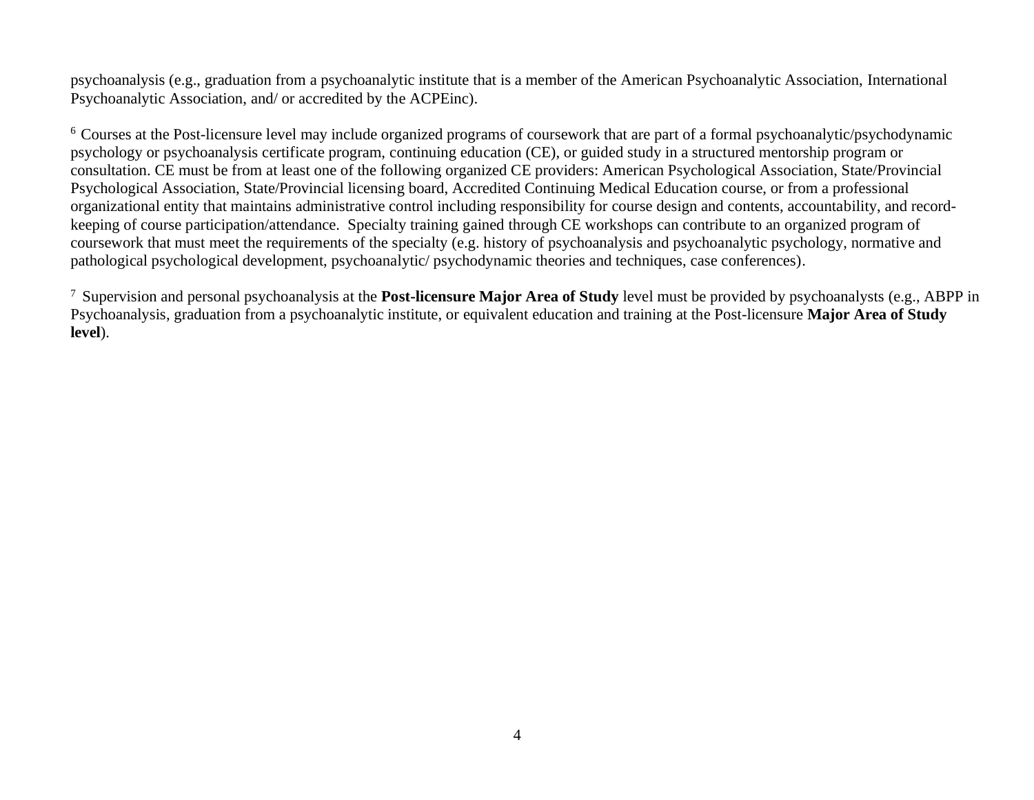psychoanalysis (e.g., graduation from a psychoanalytic institute that is a member of the American Psychoanalytic Association, International Psychoanalytic Association, and/ or accredited by the ACPEinc).

[6] Courses at the Post-licensure level may include organized programs of coursework that are part of a formal psychoanalytic/psychodynamic psychology or psychoanalysis certificate program, continuing education (CE), or guided study in a structured mentorship program or consultation. CE must be from at least one of the following organized CE providers: American Psychological Association, State/Provincial Psychological Association, State/Provincial licensing board, Accredited Continuing Medical Education course, or from a professional organizational entity that maintains administrative control including responsibility for course design and contents, accountability, and record-keeping of course participation/attendance. Specialty training gained through CE workshops can contribute to an organized program of coursework that must meet the requirements of the specialty (e.g. history of psychoanalysis and psychoanalytic psychology, normative and pathological psychological development, psychoanalytic/ psychodynamic theories and techniques, case conferences).

[7] Supervision and personal psychoanalysis at the **Post-licensure Major Area of Study** level must be provided by psychoanalysts (e.g., ABPP in Psychoanalysis, graduation from a psychoanalytic institute, or equivalent education and training at the Post-licensure **Major Area of Study level**).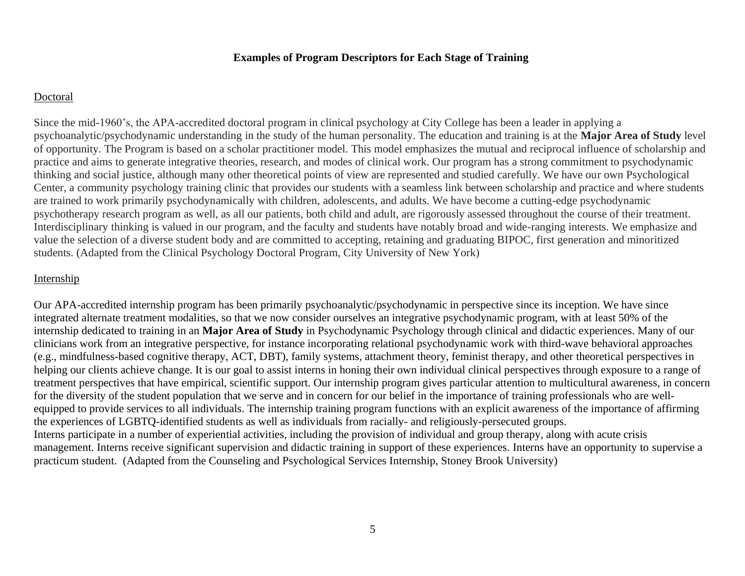**Examples of Program Descriptors for Each Stage of Training**

Doctoral

Since the mid-1960's, the APA-accredited doctoral program in clinical psychology at City College has been a leader in applying a psychoanalytic/psychodynamic understanding in the study of the human personality. The education and training is at the **Major Area of Study** level of opportunity. The Program is based on a scholar practitioner model. This model emphasizes the mutual and reciprocal influence of scholarship and practice and aims to generate integrative theories, research, and modes of clinical work. Our program has a strong commitment to psychodynamic thinking and social justice, although many other theoretical points of view are represented and studied carefully. We have our own Psychological Center, a community psychology training clinic that provides our students with a seamless link between scholarship and practice and where students are trained to work primarily psychodynamically with children, adolescents, and adults. We have become a cutting-edge psychodynamic psychotherapy research program as well, as all our patients, both child and adult, are rigorously assessed throughout the course of their treatment. Interdisciplinary thinking is valued in our program, and the faculty and students have notably broad and wide-ranging interests. We emphasize and value the selection of a diverse student body and are committed to accepting, retaining and graduating BIPOC, first generation and minoritized students. (Adapted from the Clinical Psychology Doctoral Program, City University of New York)

Internship

Our APA-accredited internship program has been primarily psychoanalytic/psychodynamic in perspective since its inception. We have since integrated alternate treatment modalities, so that we now consider ourselves an integrative psychodynamic program, with at least 50% of the internship dedicated to training in an **Major Area of Study** in Psychodynamic Psychology through clinical and didactic experiences. Many of our clinicians work from an integrative perspective, for instance incorporating relational psychodynamic work with third-wave behavioral approaches (e.g., mindfulness-based cognitive therapy, ACT, DBT), family systems, attachment theory, feminist therapy, and other theoretical perspectives in helping our clients achieve change. It is our goal to assist interns in honing their own individual clinical perspectives through exposure to a range of treatment perspectives that have empirical, scientific support. Our internship program gives particular attention to multicultural awareness, in concern for the diversity of the student population that we serve and in concern for our belief in the importance of training professionals who are well-equipped to provide services to all individuals. The internship training program functions with an explicit awareness of the importance of affirming the experiences of LGBTQ-identified students as well as individuals from racially- and religiously-persecuted groups.
Interns participate in a number of experiential activities, including the provision of individual and group therapy, along with acute crisis management. Interns receive significant supervision and didactic training in support of these experiences. Interns have an opportunity to supervise a practicum student. (Adapted from the Counseling and Psychological Services Internship, Stoney Brook University)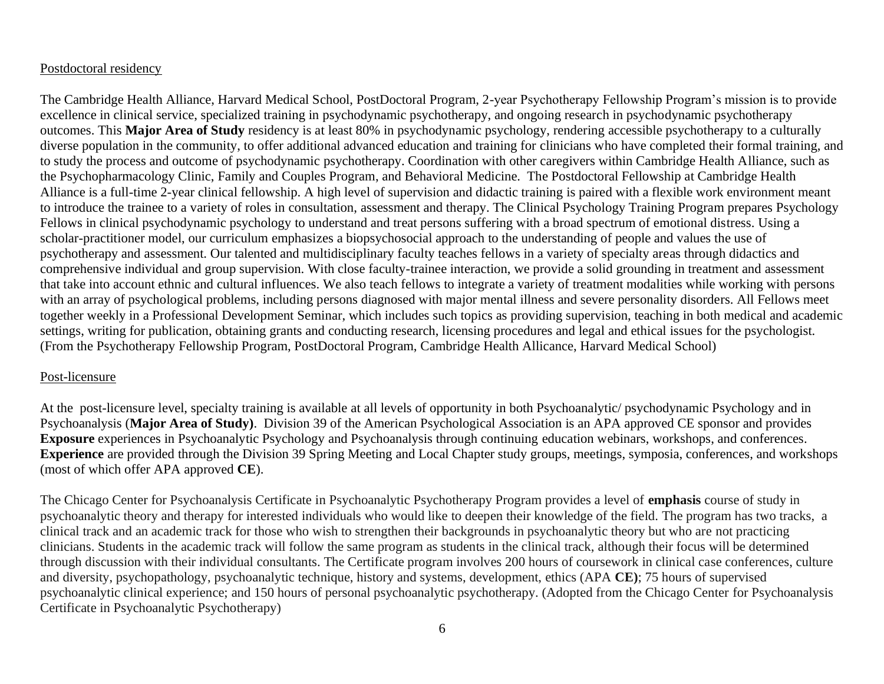<u>Postdoctoral residency</u>

The Cambridge Health Alliance, Harvard Medical School, PostDoctoral Program, 2-year Psychotherapy Fellowship Program's mission is to provide excellence in clinical service, specialized training in psychodynamic psychotherapy, and ongoing research in psychodynamic psychotherapy outcomes. This **Major Area of Study** residency is at least 80% in psychodynamic psychology, rendering accessible psychotherapy to a culturally diverse population in the community, to offer additional advanced education and training for clinicians who have completed their formal training, and to study the process and outcome of psychodynamic psychotherapy. Coordination with other caregivers within Cambridge Health Alliance, such as the Psychopharmacology Clinic, Family and Couples Program, and Behavioral Medicine. The Postdoctoral Fellowship at Cambridge Health Alliance is a full-time 2-year clinical fellowship. A high level of supervision and didactic training is paired with a flexible work environment meant to introduce the trainee to a variety of roles in consultation, assessment and therapy. The Clinical Psychology Training Program prepares Psychology Fellows in clinical psychodynamic psychology to understand and treat persons suffering with a broad spectrum of emotional distress. Using a scholar-practitioner model, our curriculum emphasizes a biopsychosocial approach to the understanding of people and values the use of psychotherapy and assessment. Our talented and multidisciplinary faculty teaches fellows in a variety of specialty areas through didactics and comprehensive individual and group supervision. With close faculty-trainee interaction, we provide a solid grounding in treatment and assessment that take into account ethnic and cultural influences. We also teach fellows to integrate a variety of treatment modalities while working with persons with an array of psychological problems, including persons diagnosed with major mental illness and severe personality disorders. All Fellows meet together weekly in a Professional Development Seminar, which includes such topics as providing supervision, teaching in both medical and academic settings, writing for publication, obtaining grants and conducting research, licensing procedures and legal and ethical issues for the psychologist. (From the Psychotherapy Fellowship Program, PostDoctoral Program, Cambridge Health Allicance, Harvard Medical School)

<u>Post-licensure</u>

At the post-licensure level, specialty training is available at all levels of opportunity in both Psychoanalytic/ psychodynamic Psychology and in Psychoanalysis (**Major Area of Study)**. Division 39 of the American Psychological Association is an APA approved CE sponsor and provides **Exposure** experiences in Psychoanalytic Psychology and Psychoanalysis through continuing education webinars, workshops, and conferences. **Experience** are provided through the Division 39 Spring Meeting and Local Chapter study groups, meetings, symposia, conferences, and workshops (most of which offer APA approved **CE**).

The Chicago Center for Psychoanalysis Certificate in Psychoanalytic Psychotherapy Program provides a level of **emphasis** course of study in psychoanalytic theory and therapy for interested individuals who would like to deepen their knowledge of the field. The program has two tracks, a clinical track and an academic track for those who wish to strengthen their backgrounds in psychoanalytic theory but who are not practicing clinicians. Students in the academic track will follow the same program as students in the clinical track, although their focus will be determined through discussion with their individual consultants. The Certificate program involves 200 hours of coursework in clinical case conferences, culture and diversity, psychopathology, psychoanalytic technique, history and systems, development, ethics (APA **CE)**; 75 hours of supervised psychoanalytic clinical experience; and 150 hours of personal psychoanalytic psychotherapy. (Adopted from the Chicago Center for Psychoanalysis Certificate in Psychoanalytic Psychotherapy)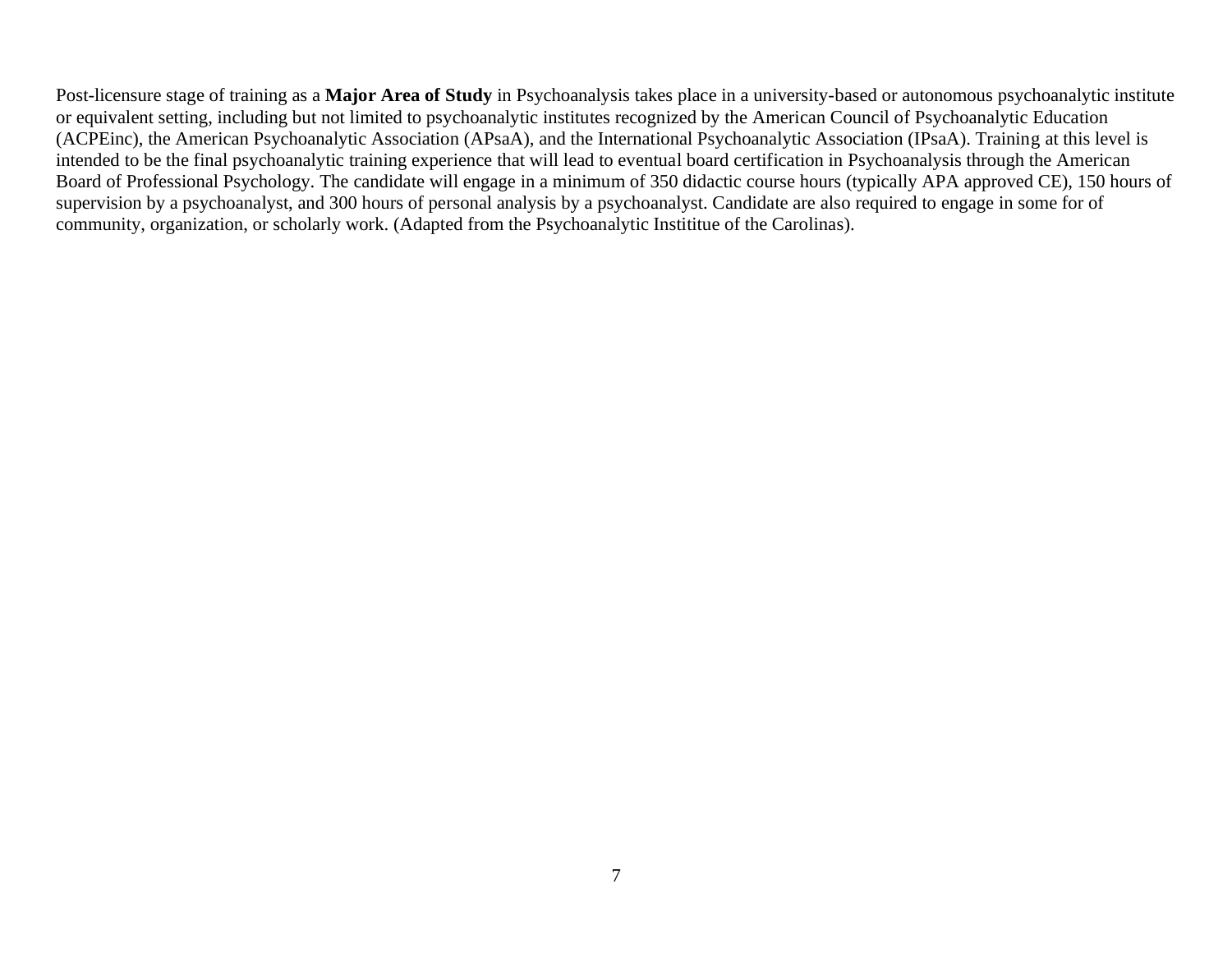Post-licensure stage of training as a **Major Area of Study** in Psychoanalysis takes place in a university-based or autonomous psychoanalytic institute or equivalent setting, including but not limited to psychoanalytic institutes recognized by the American Council of Psychoanalytic Education (ACPEinc), the American Psychoanalytic Association (APsaA), and the International Psychoanalytic Association (IPsaA). Training at this level is intended to be the final psychoanalytic training experience that will lead to eventual board certification in Psychoanalysis through the American Board of Professional Psychology. The candidate will engage in a minimum of 350 didactic course hours (typically APA approved CE), 150 hours of supervision by a psychoanalyst, and 300 hours of personal analysis by a psychoanalyst. Candidate are also required to engage in some for of community, organization, or scholarly work. (Adapted from the Psychoanalytic Instititue of the Carolinas).